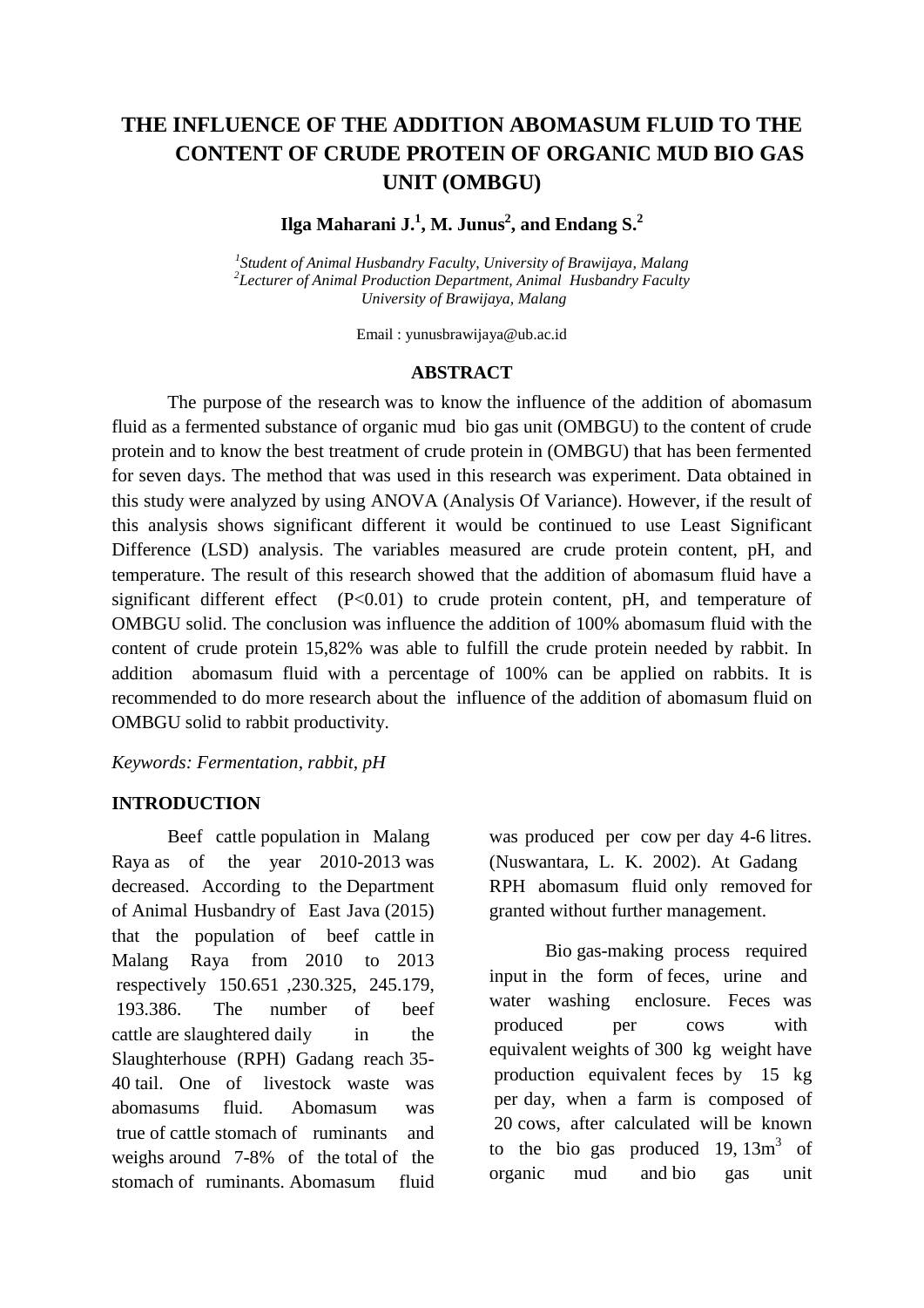# THE INFLUENCE OF THE ADDITION ABOMASUM FLUID TO THE CONTENT OF CRUDE PROTEIN OF ORGANIC MUD BIO GAS UNIT (OMBGU)

**Ilga Maharani J.[1], M. Junus[2], and Endang S.[2]**

*[1]Student of Animal Husbandry Faculty, University of Brawijaya, Malang*
*[2]Lecturer of Animal Production Department, Animal Husbandry Faculty University of Brawijaya, Malang*

Email : yunusbrawijaya@ub.ac.id

## ABSTRACT

The purpose of the research was to know the influence of the addition of abomasum fluid as a fermented substance of organic mud bio gas unit (OMBGU) to the content of crude protein and to know the best treatment of crude protein in (OMBGU) that has been fermented for seven days. The method that was used in this research was experiment. Data obtained in this study were analyzed by using ANOVA (Analysis Of Variance). However, if the result of this analysis shows significant different it would be continued to use Least Significant Difference (LSD) analysis. The variables measured are crude protein content, pH, and temperature. The result of this research showed that the addition of abomasum fluid have a significant different effect ($P<0.01$) to crude protein content, pH, and temperature of OMBGU solid. The conclusion was influence the addition of 100% abomasum fluid with the content of crude protein 15,82% was able to fulfill the crude protein needed by rabbit. In addition abomasum fluid with a percentage of 100% can be applied on rabbits. It is recommended to do more research about the influence of the addition of abomasum fluid on OMBGU solid to rabbit productivity.

*Keywords: Fermentation, rabbit, pH*

## INTRODUCTION

Beef cattle population in Malang Raya as of the year 2010-2013 was decreased. According to the Department of Animal Husbandry of East Java (2015) that the population of beef cattle in Malang Raya from 2010 to 2013 respectively 150.651 ,230.325, 245.179, 193.386. The number of beef cattle are slaughtered daily in the Slaughterhouse (RPH) Gadang reach 35-40 tail. One of livestock waste was abomasums fluid. Abomasum was true of cattle stomach of ruminants and weighs around 7-8% of the total of the stomach of ruminants. Abomasum fluid was produced per cow per day 4-6 litres. (Nuswantara, L. K. 2002). At Gadang RPH abomasum fluid only removed for granted without further management.

Bio gas-making process required input in the form of feces, urine and water washing enclosure. Feces was produced per cows with equivalent weights of 300 kg weight have production equivalent feces by 15 kg per day, when a farm is composed of 20 cows, after calculated will be known to the bio gas produced 19, 13m$^3$ of organic mud and bio gas unit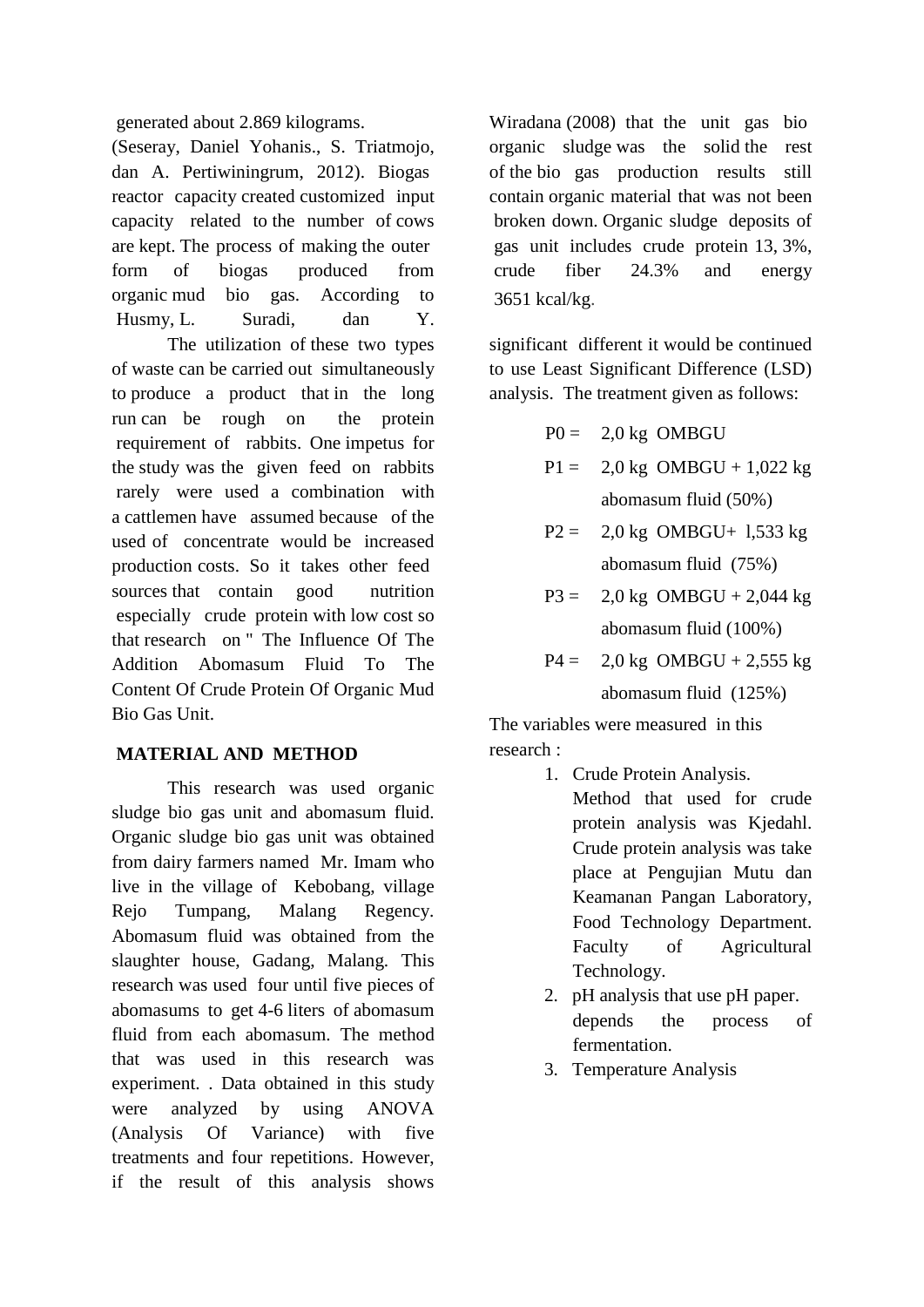generated about 2.869 kilograms. (Seseray, Daniel Yohanis., S. Triatmojo, dan A. Pertiwiningrum, 2012). Biogas reactor capacity created customized input capacity related to the number of cows are kept. The process of making the outer form of biogas produced from organic mud bio gas. According to Husmy, L. Suradi, dan Y. Wiradana (2008) that the unit gas bio organic sludge was the solid the rest of the bio gas production results still contain organic material that was not been broken down. Organic sludge deposits of gas unit includes crude protein 13, 3%, crude fiber 24.3% and energy 3651 kcal/kg.

The utilization of these two types of waste can be carried out simultaneously to produce a product that in the long run can be rough on the protein requirement of rabbits. One impetus for the study was the given feed on rabbits rarely were used a combination with a cattlemen have assumed because of the used of concentrate would be increased production costs. So it takes other feed sources that contain good nutrition especially crude protein with low cost so that research on " The Influence Of The Addition Abomasum Fluid To The Content Of Crude Protein Of Organic Mud Bio Gas Unit.

## MATERIAL AND METHOD

This research was used organic sludge bio gas unit and abomasum fluid. Organic sludge bio gas unit was obtained from dairy farmers named Mr. Imam who live in the village of Kebobang, village Rejo Tumpang, Malang Regency. Abomasum fluid was obtained from the slaughter house, Gadang, Malang. This research was used four until five pieces of abomasums to get 4-6 liters of abomasum fluid from each abomasum. The method that was used in this research was experiment. . Data obtained in this study were analyzed by using ANOVA (Analysis Of Variance) with five treatments and four repetitions. However, if the result of this analysis shows significant different it would be continued to use Least Significant Difference (LSD) analysis. The treatment given as follows:

P0 = 2,0 kg OMBGU

P1 = 2,0 kg OMBGU + 1,022 kg abomasum fluid (50%)

P2 = 2,0 kg OMBGU+ l,533 kg abomasum fluid (75%)

P3 = 2,0 kg OMBGU + 2,044 kg abomasum fluid (100%)

P4 = 2,0 kg OMBGU + 2,555 kg abomasum fluid (125%)

The variables were measured in this research :

1. Crude Protein Analysis.
   Method that used for crude protein analysis was Kjedahl. Crude protein analysis was take place at Pengujian Mutu dan Keamanan Pangan Laboratory, Food Technology Department. Faculty of Agricultural Technology.
2. pH analysis that use pH paper. depends the process of fermentation.
3. Temperature Analysis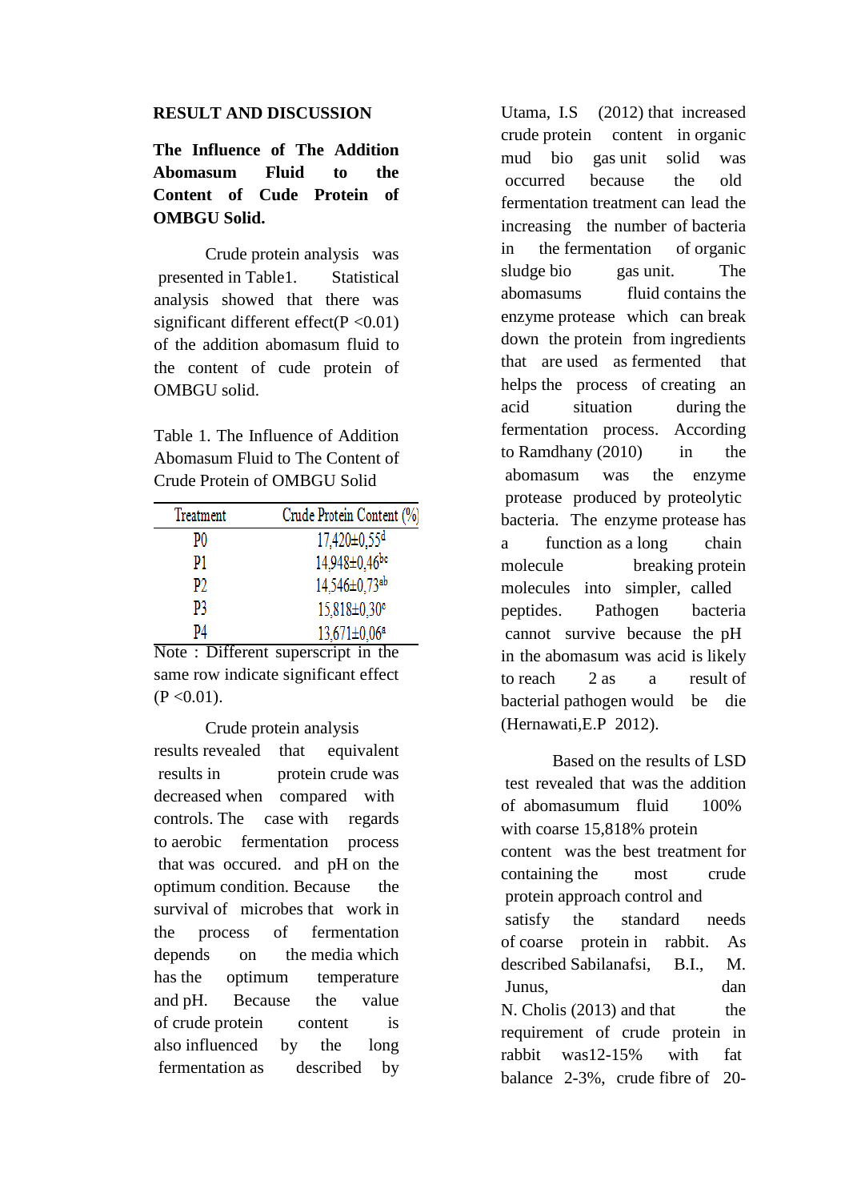## RESULT AND DISCUSSION

### The Influence of The Addition Abomasum Fluid to the Content of Cude Protein of OMBGU Solid.

Crude protein analysis was presented in Table1. Statistical analysis showed that there was significant different effect(P <0.01) of the addition abomasum fluid to the content of cude protein of OMBGU solid.

Table 1. The Influence of Addition Abomasum Fluid to The Content of Crude Protein of OMBGU Solid

| Treatment | Crude Protein Content (%) |
|---|---|
| P0 | 17,420±0,55[d] |
| P1 | 14,948±0,46[bc] |
| P2 | 14,546±0,73[ab] |
| P3 | 15,818±0,30[c] |
| P4 | 13,671±0,06[a] |

Note : Different superscript in the same row indicate significant effect (P <0.01).

Crude protein analysis results revealed that equivalent results in protein crude was decreased when compared with controls. The case with regards to aerobic fermentation process that was occured. and pH on the optimum condition. Because the survival of microbes that work in the process of fermentation depends on the media which has the optimum temperature and pH. Because the value of crude protein content is also influenced by the long fermentation as described by Utama, I.S (2012) that increased crude protein content in organic mud bio gas unit solid was occurred because the old fermentation treatment can lead the increasing the number of bacteria in the fermentation of organic sludge bio gas unit. The abomasums fluid contains the enzyme protease which can break down the protein from ingredients that are used as fermented that helps the process of creating an acid situation during the fermentation process. According to Ramdhany (2010) in the abomasum was the enzyme protease produced by proteolytic bacteria. The enzyme protease has a function as a long chain molecule breaking protein molecules into simpler, called peptides. Pathogen bacteria cannot survive because the pH in the abomasum was acid is likely to reach 2 as a result of bacterial pathogen would be die (Hernawati,E.P 2012).

Based on the results of LSD test revealed that was the addition of abomasumum fluid 100% with coarse 15,818% protein content was the best treatment for containing the most crude protein approach control and satisfy the standard needs of coarse protein in rabbit. As described Sabilanafsi, B.I., M. Junus, dan N. Cholis (2013) and that the requirement of crude protein in rabbit was12-15% with fat balance 2-3%, crude fibre of 20-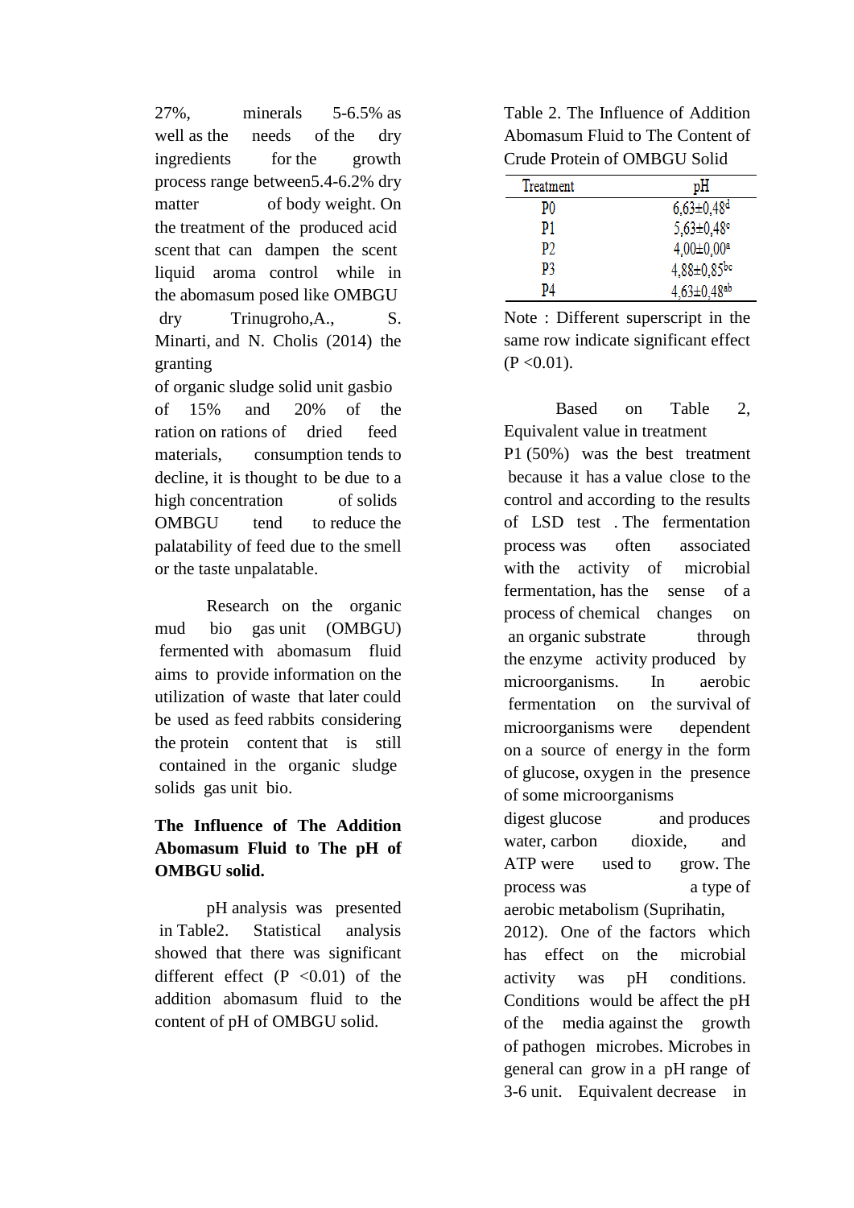27%, minerals 5-6.5% as well as the needs of the dry ingredients for the growth process range between5.4-6.2% dry matter of body weight. On the treatment of the produced acid scent that can dampen the scent liquid aroma control while in the abomasum posed like OMBGU dry Trinugroho,A., S. Minarti, and N. Cholis (2014) the granting
of organic sludge solid unit gasbio of 15% and 20% of the ration on rations of dried feed materials, consumption tends to decline, it is thought to be due to a high concentration of solids OMBGU tend to reduce the palatability of feed due to the smell or the taste unpalatable.

Research on the organic mud bio gas unit (OMBGU) fermented with abomasum fluid aims to provide information on the utilization of waste that later could be used as feed rabbits considering the protein content that is still contained in the organic sludge solids gas unit bio.

**The Influence of The Addition Abomasum Fluid to The pH of OMBGU solid.**

pH analysis was presented in Table2. Statistical analysis showed that there was significant different effect (P <0.01) of the addition abomasum fluid to the content of pH of OMBGU solid.

Table 2. The Influence of Addition Abomasum Fluid to The Content of Crude Protein of OMBGU Solid

| Treatment | pH |
|---|---|
| P0 | $6,63 \pm 0,48^{d}$ |
| P1 | $5,63 \pm 0,48^{c}$ |
| P2 | $4,00 \pm 0,00^{a}$ |
| P3 | $4,88 \pm 0,85^{bc}$ |
| P4 | $4,63 \pm 0,48^{ab}$ |

Note : Different superscript in the same row indicate significant effect (P <0.01).

Based on Table 2, Equivalent value in treatment P1 (50%) was the best treatment because it has a value close to the control and according to the results of LSD test . The fermentation process was often associated with the activity of microbial fermentation, has the sense of a process of chemical changes on an organic substrate through the enzyme activity produced by microorganisms. In aerobic fermentation on the survival of microorganisms were dependent on a source of energy in the form of glucose, oxygen in the presence of some microorganisms
digest glucose and produces water, carbon dioxide, and ATP were used to grow. The process was a type of aerobic metabolism (Suprihatin, 2012). One of the factors which has effect on the microbial activity was pH conditions. Conditions would be affect the pH of the media against the growth of pathogen microbes. Microbes in general can grow in a pH range of 3-6 unit. Equivalent decrease in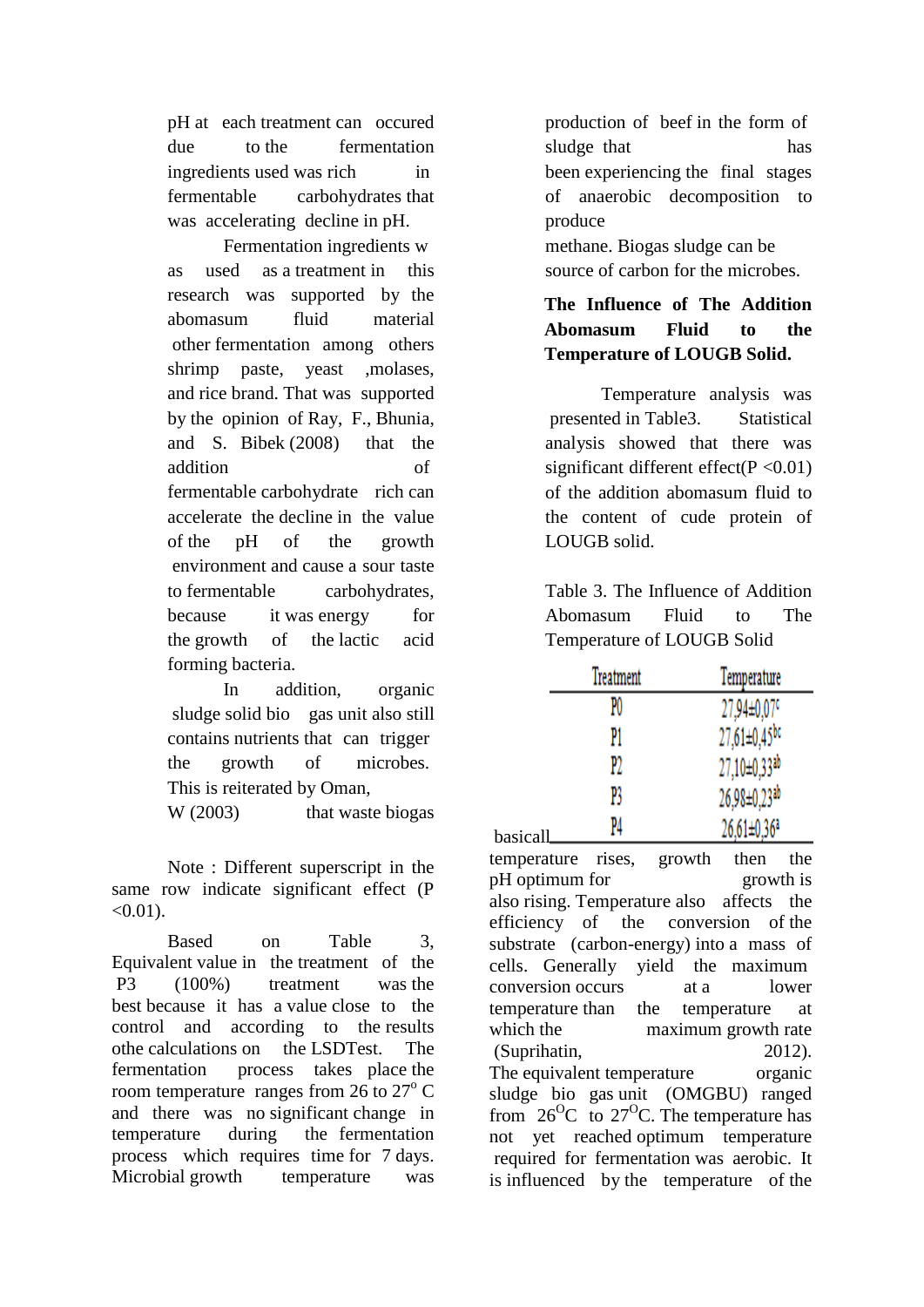pH at each treatment can occured due to the fermentation ingredients used was rich in fermentable carbohydrates that was accelerating decline in pH.

Fermentation ingredients w as used as a treatment in this research was supported by the abomasum fluid material other fermentation among others shrimp paste, yeast ,molases, and rice brand. That was supported by the opinion of Ray, F., Bhunia, and S. Bibek (2008) that the addition of fermentable carbohydrate rich can accelerate the decline in the value of the pH of the growth environment and cause a sour taste to fermentable carbohydrates, because it was energy for the growth of the lactic acid forming bacteria.

In addition, organic sludge solid bio gas unit also still contains nutrients that can trigger the growth of microbes. This is reiterated by Oman, W (2003) that waste biogas production of beef in the form of sludge that has been experiencing the final stages of anaerobic decomposition to produce methane. Biogas sludge can be source of carbon for the microbes.

**The Influence of The Addition Abomasum Fluid to the Temperature of LOUGB Solid.**

Temperature analysis was presented in Table3. Statistical analysis showed that there was significant different effect($P < 0.01$) of the addition abomasum fluid to the content of cude protein of LOUGB solid.

Table 3. The Influence of Addition Abomasum Fluid to The Temperature of LOUGB Solid

| Treatment | Temperature |
|---|---|
| P0 | $27{,}94 \pm 0{,}07^{c}$ |
| P1 | $27{,}61 \pm 0{,}45^{bc}$ |
| P2 | $27{,}10 \pm 0{,}33^{ab}$ |
| P3 | $26{,}98 \pm 0{,}23^{ab}$ |
| P4 | $26{,}61 \pm 0{,}36^{a}$ |

Note : Different superscript in the same row indicate significant effect ($P < 0.01$).

Based on Table 3, Equivalent value in the treatment of the P3 (100%) treatment was the best because it has a value close to the control and according to the results othe calculations on the LSDTest. The fermentation process takes place the room temperature ranges from 26 to 27$^{o}$ C and there was no significant change in temperature during the fermentation process which requires time for 7 days. Microbial growth temperature was basicall temperature rises, growth then the pH optimum for growth is also rising. Temperature also affects the efficiency of the conversion of the substrate (carbon-energy) into a mass of cells. Generally yield the maximum conversion occurs at a lower temperature than the temperature at which the maximum growth rate (Suprihatin, 2012). The equivalent temperature organic sludge bio gas unit (OMGBU) ranged from 26$^{O}$C to 27$^{O}$C. The temperature has not yet reached optimum temperature required for fermentation was aerobic. It is influenced by the temperature of the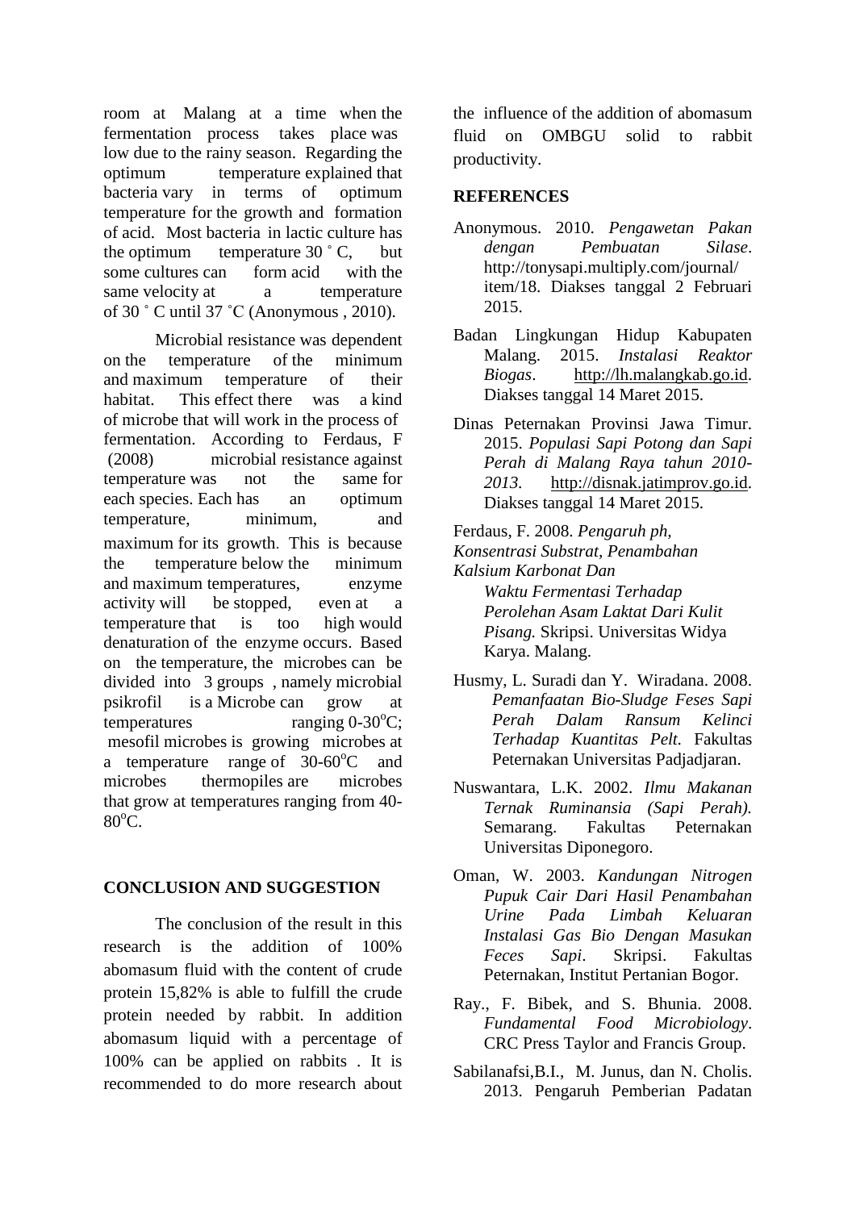room at Malang at a time when the fermentation process takes place was low due to the rainy season. Regarding the optimum temperature explained that bacteria vary in terms of optimum temperature for the growth and formation of acid. Most bacteria in lactic culture has the optimum temperature 30 ˚ C, but some cultures can form acid with the same velocity at a temperature of 30 ˚ C until 37 ˚C (Anonymous , 2010).

Microbial resistance was dependent on the temperature of the minimum and maximum temperature of their habitat. This effect there was a kind of microbe that will work in the process of fermentation. According to Ferdaus, F (2008) microbial resistance against temperature was not the same for each species. Each has an optimum temperature, minimum, and maximum for its growth. This is because the temperature below the minimum and maximum temperatures, enzyme activity will be stopped, even at a temperature that is too high would denaturation of the enzyme occurs. Based on the temperature, the microbes can be divided into 3 groups , namely microbial psikrofil is a Microbe can grow at temperatures ranging 0-30$^o$C; mesofil microbes is growing microbes at a temperature range of 30-60$^o$C and microbes thermopiles are microbes that grow at temperatures ranging from 40-80$^o$C.

## CONCLUSION AND SUGGESTION

The conclusion of the result in this research is the addition of 100% abomasum fluid with the content of crude protein 15,82% is able to fulfill the crude protein needed by rabbit. In addition abomasum liquid with a percentage of 100% can be applied on rabbits . It is recommended to do more research about the influence of the addition of abomasum fluid on OMBGU solid to rabbit productivity.

## REFERENCES

Anonymous. 2010. *Pengawetan Pakan dengan Pembuatan Silase*. http://tonysapi.multiply.com/journal/item/18. Diakses tanggal 2 Februari 2015.

Badan Lingkungan Hidup Kabupaten Malang. 2015. *Instalasi Reaktor Biogas*. http://lh.malangkab.go.id. Diakses tanggal 14 Maret 2015.

Dinas Peternakan Provinsi Jawa Timur. 2015. *Populasi Sapi Potong dan Sapi Perah di Malang Raya tahun 2010-2013*. http://disnak.jatimprov.go.id. Diakses tanggal 14 Maret 2015.

Ferdaus, F. 2008. *Pengaruh ph, Konsentrasi Substrat, Penambahan Kalsium Karbonat Dan Waktu Fermentasi Terhadap Perolehan Asam Laktat Dari Kulit Pisang.* Skripsi. Universitas Widya Karya. Malang.

Husmy, L. Suradi dan Y. Wiradana. 2008. *Pemanfaatan Bio-Sludge Feses Sapi Perah Dalam Ransum Kelinci Terhadap Kuantitas Pelt.* Fakultas Peternakan Universitas Padjadjaran.

Nuswantara, L.K. 2002. *Ilmu Makanan Ternak Ruminansia (Sapi Perah).* Semarang. Fakultas Peternakan Universitas Diponegoro.

Oman, W. 2003. *Kandungan Nitrogen Pupuk Cair Dari Hasil Penambahan Urine Pada Limbah Keluaran Instalasi Gas Bio Dengan Masukan Feces Sapi*. Skripsi. Fakultas Peternakan, Institut Pertanian Bogor.

Ray., F. Bibek, and S. Bhunia. 2008. *Fundamental Food Microbiology*. CRC Press Taylor and Francis Group.

Sabilanafsi,B.I., M. Junus, dan N. Cholis. 2013. Pengaruh Pemberian Padatan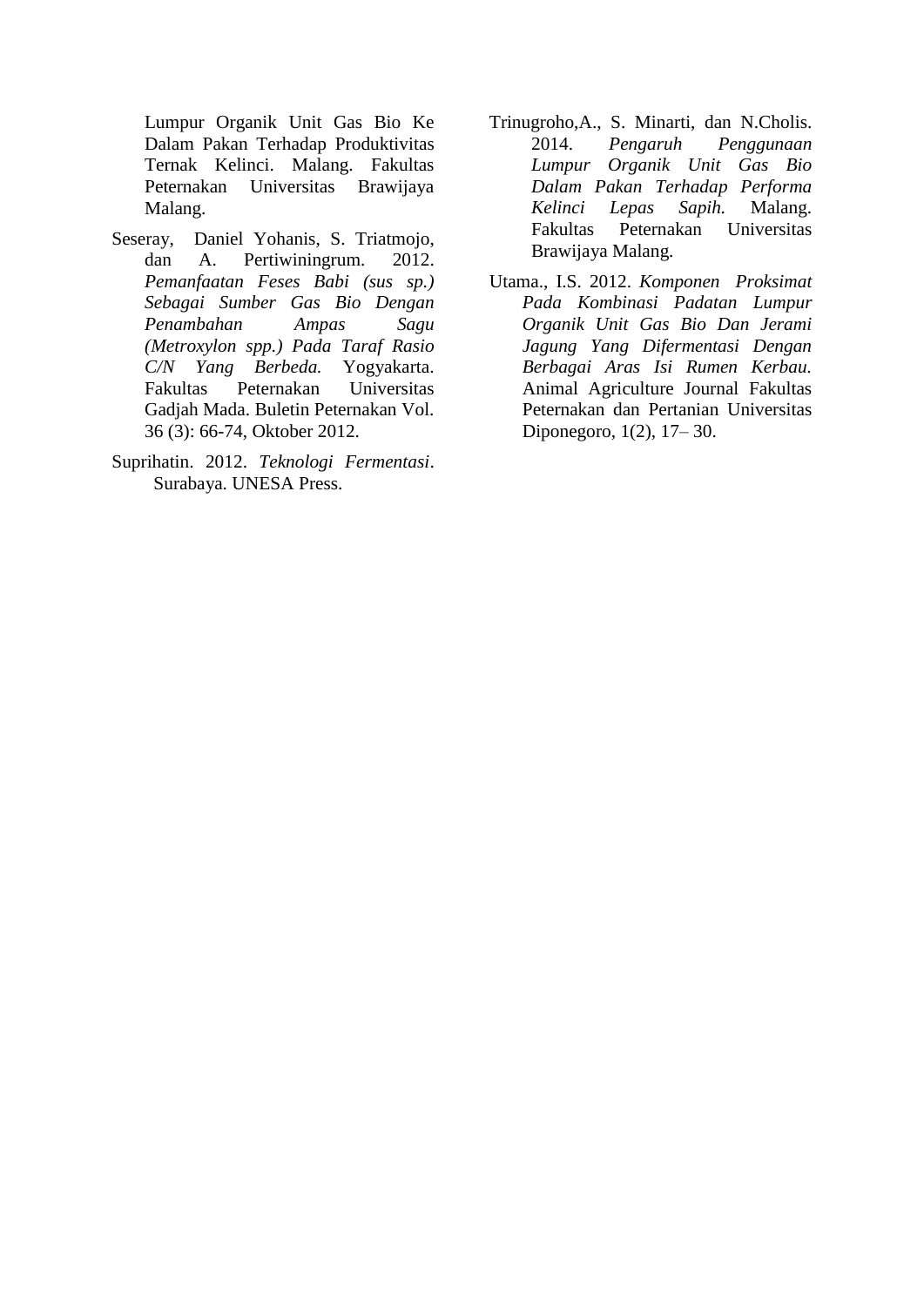Lumpur Organik Unit Gas Bio Ke Dalam Pakan Terhadap Produktivitas Ternak Kelinci. Malang. Fakultas Peternakan Universitas Brawijaya Malang.

Seseray, Daniel Yohanis, S. Triatmojo, dan A. Pertiwiningrum. 2012. *Pemanfaatan Feses Babi (sus sp.) Sebagai Sumber Gas Bio Dengan Penambahan Ampas Sagu (Metroxylon spp.) Pada Taraf Rasio C/N Yang Berbeda.* Yogyakarta. Fakultas Peternakan Universitas Gadjah Mada. Buletin Peternakan Vol. 36 (3): 66-74, Oktober 2012.

Suprihatin. 2012. *Teknologi Fermentasi*. Surabaya. UNESA Press.

Trinugroho,A., S. Minarti, dan N.Cholis. 2014. *Pengaruh Penggunaan Lumpur Organik Unit Gas Bio Dalam Pakan Terhadap Performa Kelinci Lepas Sapih.* Malang. Fakultas Peternakan Universitas Brawijaya Malang.

Utama., I.S. 2012. *Komponen Proksimat Pada Kombinasi Padatan Lumpur Organik Unit Gas Bio Dan Jerami Jagung Yang Difermentasi Dengan Berbagai Aras Isi Rumen Kerbau.* Animal Agriculture Journal Fakultas Peternakan dan Pertanian Universitas Diponegoro, 1(2), 17– 30.